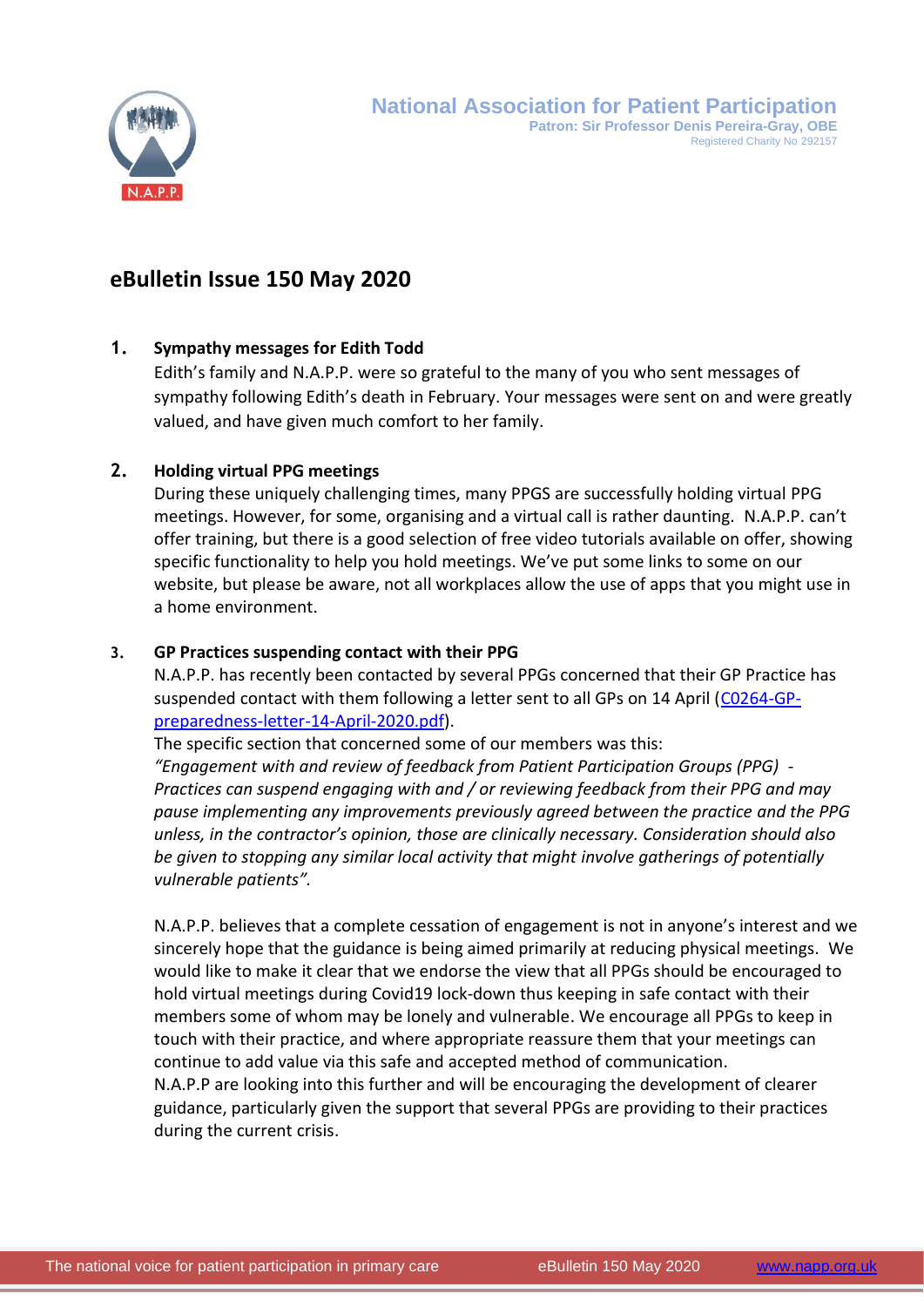National Association for Patient Participation
Patron: Sir Professor Denis Pereira-Gray, OBE
Registered Charity No 292157

# eBulletin Issue 150 May 2020

## 1. Sympathy messages for Edith Todd

Edith's family and N.A.P.P. were so grateful to the many of you who sent messages of sympathy following Edith's death in February. Your messages were sent on and were greatly valued, and have given much comfort to her family.

## 2. Holding virtual PPG meetings

During these uniquely challenging times, many PPGS are successfully holding virtual PPG meetings. However, for some, organising and a virtual call is rather daunting. N.A.P.P. can't offer training, but there is a good selection of free video tutorials available on offer, showing specific functionality to help you hold meetings. We've put some links to some on our website, but please be aware, not all workplaces allow the use of apps that you might use in a home environment.

## 3. GP Practices suspending contact with their PPG

N.A.P.P. has recently been contacted by several PPGs concerned that their GP Practice has suspended contact with them following a letter sent to all GPs on 14 April (C0264-GP-preparedness-letter-14-April-2020.pdf).

The specific section that concerned some of our members was this:

*"Engagement with and review of feedback from Patient Participation Groups (PPG) - Practices can suspend engaging with and / or reviewing feedback from their PPG and may pause implementing any improvements previously agreed between the practice and the PPG unless, in the contractor's opinion, those are clinically necessary. Consideration should also be given to stopping any similar local activity that might involve gatherings of potentially vulnerable patients".*

N.A.P.P. believes that a complete cessation of engagement is not in anyone's interest and we sincerely hope that the guidance is being aimed primarily at reducing physical meetings. We would like to make it clear that we endorse the view that all PPGs should be encouraged to hold virtual meetings during Covid19 lock-down thus keeping in safe contact with their members some of whom may be lonely and vulnerable. We encourage all PPGs to keep in touch with their practice, and where appropriate reassure them that your meetings can continue to add value via this safe and accepted method of communication.

N.A.P.P are looking into this further and will be encouraging the development of clearer guidance, particularly given the support that several PPGs are providing to their practices during the current crisis.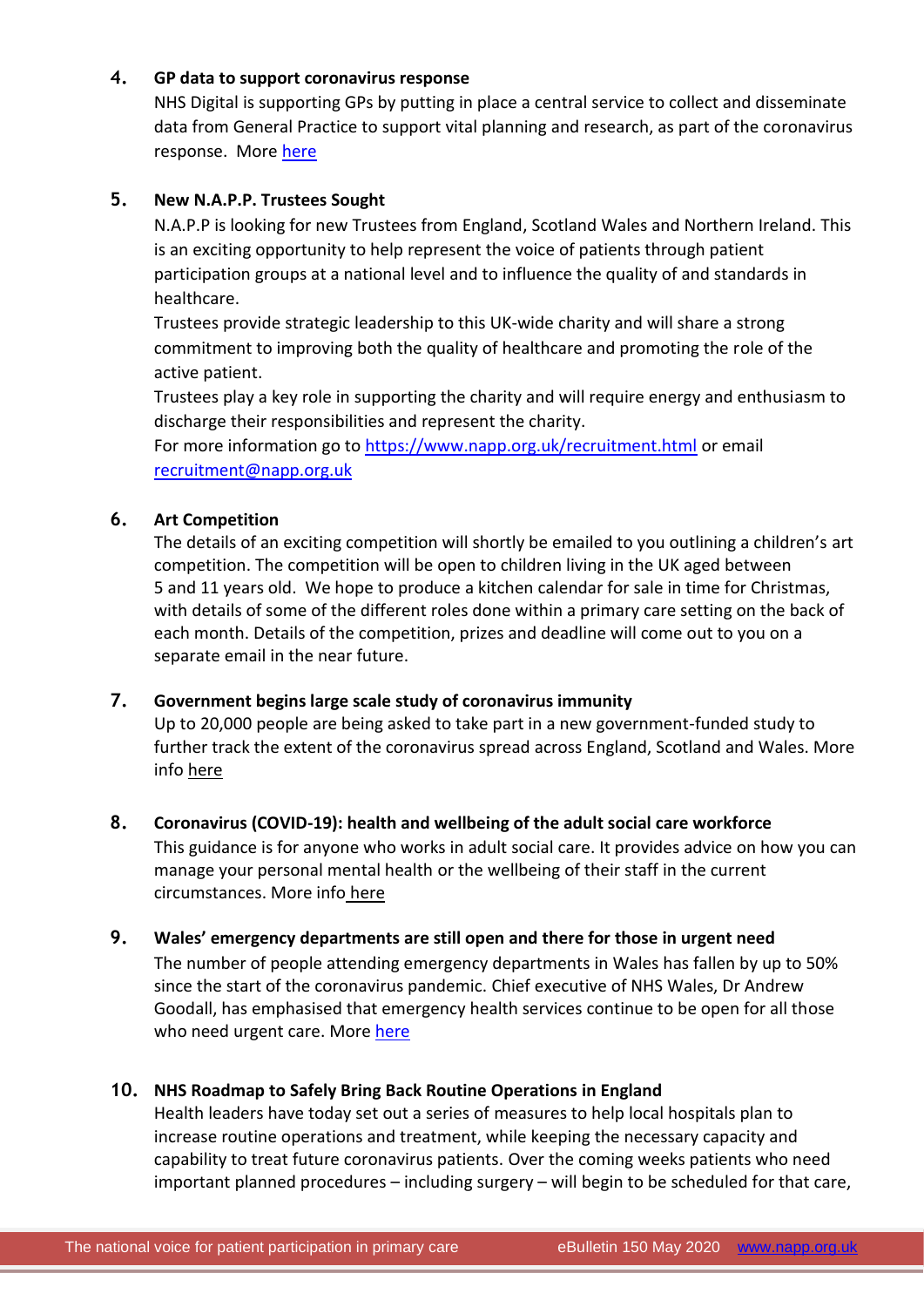4. **GP data to support coronavirus response**
   NHS Digital is supporting GPs by putting in place a central service to collect and disseminate data from General Practice to support vital planning and research, as part of the coronavirus response. More here

5. **New N.A.P.P. Trustees Sought**
   N.A.P.P is looking for new Trustees from England, Scotland Wales and Northern Ireland. This is an exciting opportunity to help represent the voice of patients through patient participation groups at a national level and to influence the quality of and standards in healthcare.
   Trustees provide strategic leadership to this UK-wide charity and will share a strong commitment to improving both the quality of healthcare and promoting the role of the active patient.
   Trustees play a key role in supporting the charity and will require energy and enthusiasm to discharge their responsibilities and represent the charity.
   For more information go to https://www.napp.org.uk/recruitment.html or email recruitment@napp.org.uk

6. **Art Competition**
   The details of an exciting competition will shortly be emailed to you outlining a children's art competition. The competition will be open to children living in the UK aged between 5 and 11 years old. We hope to produce a kitchen calendar for sale in time for Christmas, with details of some of the different roles done within a primary care setting on the back of each month. Details of the competition, prizes and deadline will come out to you on a separate email in the near future.

7. **Government begins large scale study of coronavirus immunity**
   Up to 20,000 people are being asked to take part in a new government-funded study to further track the extent of the coronavirus spread across England, Scotland and Wales. More info here

8. **Coronavirus (COVID-19): health and wellbeing of the adult social care workforce**
   This guidance is for anyone who works in adult social care. It provides advice on how you can manage your personal mental health or the wellbeing of their staff in the current circumstances. More info here

9. **Wales' emergency departments are still open and there for those in urgent need**
   The number of people attending emergency departments in Wales has fallen by up to 50% since the start of the coronavirus pandemic. Chief executive of NHS Wales, Dr Andrew Goodall, has emphasised that emergency health services continue to be open for all those who need urgent care. More here

10. **NHS Roadmap to Safely Bring Back Routine Operations in England**
    Health leaders have today set out a series of measures to help local hospitals plan to increase routine operations and treatment, while keeping the necessary capacity and capability to treat future coronavirus patients. Over the coming weeks patients who need important planned procedures – including surgery – will begin to be scheduled for that care,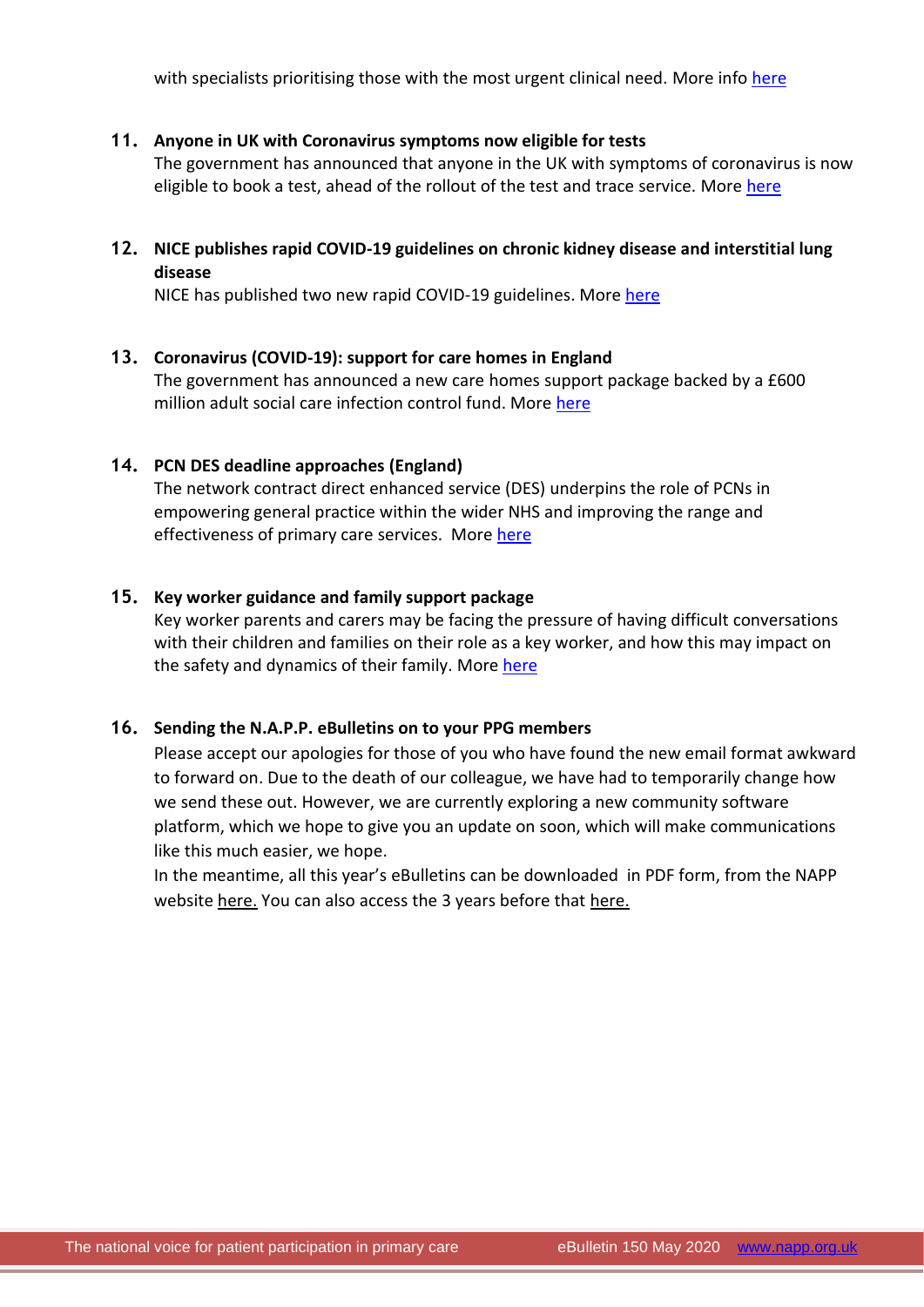with specialists prioritising those with the most urgent clinical need. More info here

11. **Anyone in UK with Coronavirus symptoms now eligible for tests**
    The government has announced that anyone in the UK with symptoms of coronavirus is now eligible to book a test, ahead of the rollout of the test and trace service. More here

12. **NICE publishes rapid COVID-19 guidelines on chronic kidney disease and interstitial lung disease**
    NICE has published two new rapid COVID-19 guidelines. More here

13. **Coronavirus (COVID-19): support for care homes in England**
    The government has announced a new care homes support package backed by a £600 million adult social care infection control fund. More here

14. **PCN DES deadline approaches (England)**
    The network contract direct enhanced service (DES) underpins the role of PCNs in empowering general practice within the wider NHS and improving the range and effectiveness of primary care services. More here

15. **Key worker guidance and family support package**
    Key worker parents and carers may be facing the pressure of having difficult conversations with their children and families on their role as a key worker, and how this may impact on the safety and dynamics of their family. More here

16. **Sending the N.A.P.P. eBulletins on to your PPG members**
    Please accept our apologies for those of you who have found the new email format awkward to forward on. Due to the death of our colleague, we have had to temporarily change how we send these out. However, we are currently exploring a new community software platform, which we hope to give you an update on soon, which will make communications like this much easier, we hope.
    In the meantime, all this year's eBulletins can be downloaded in PDF form, from the NAPP website here. You can also access the 3 years before that here.